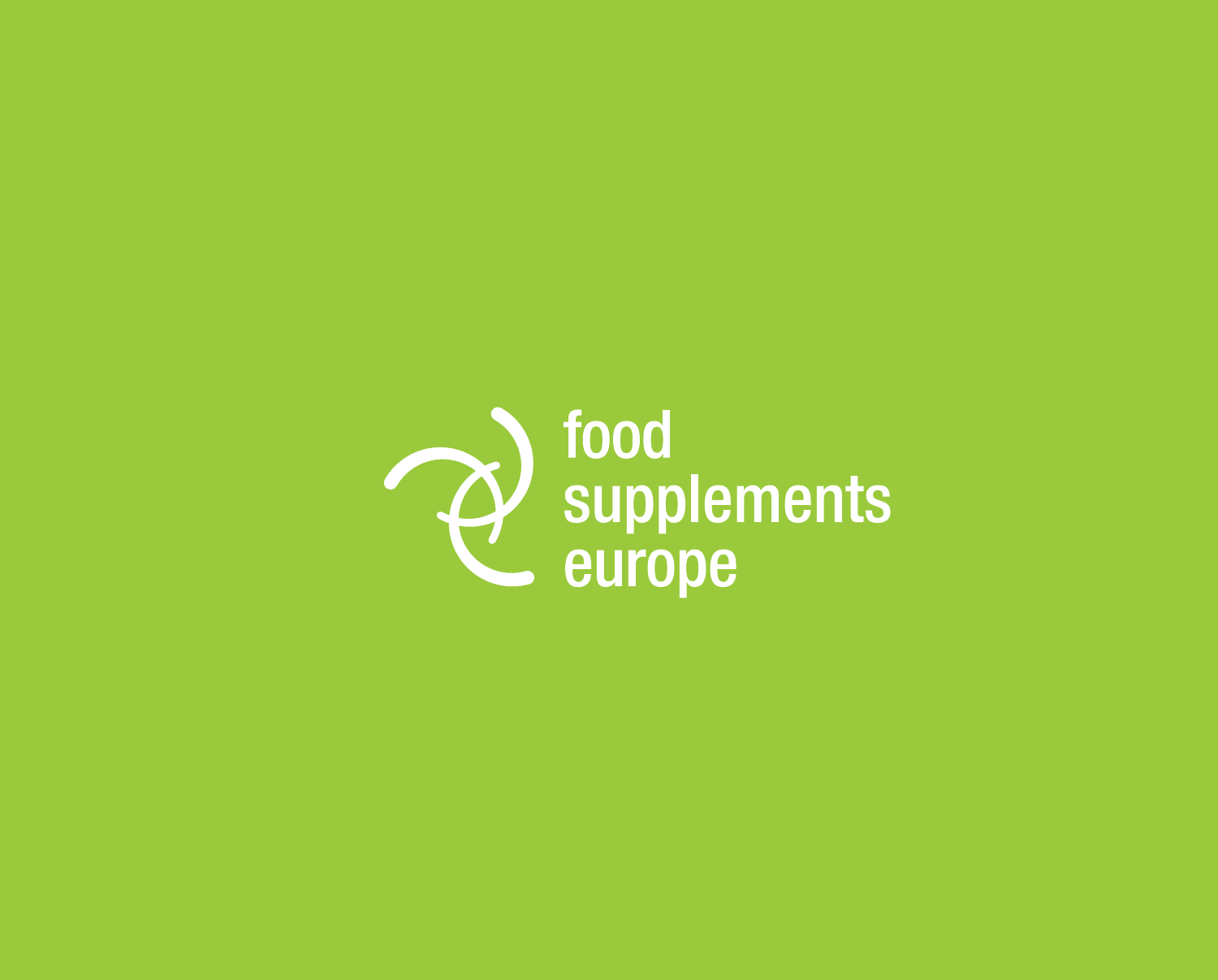food
supplements
europe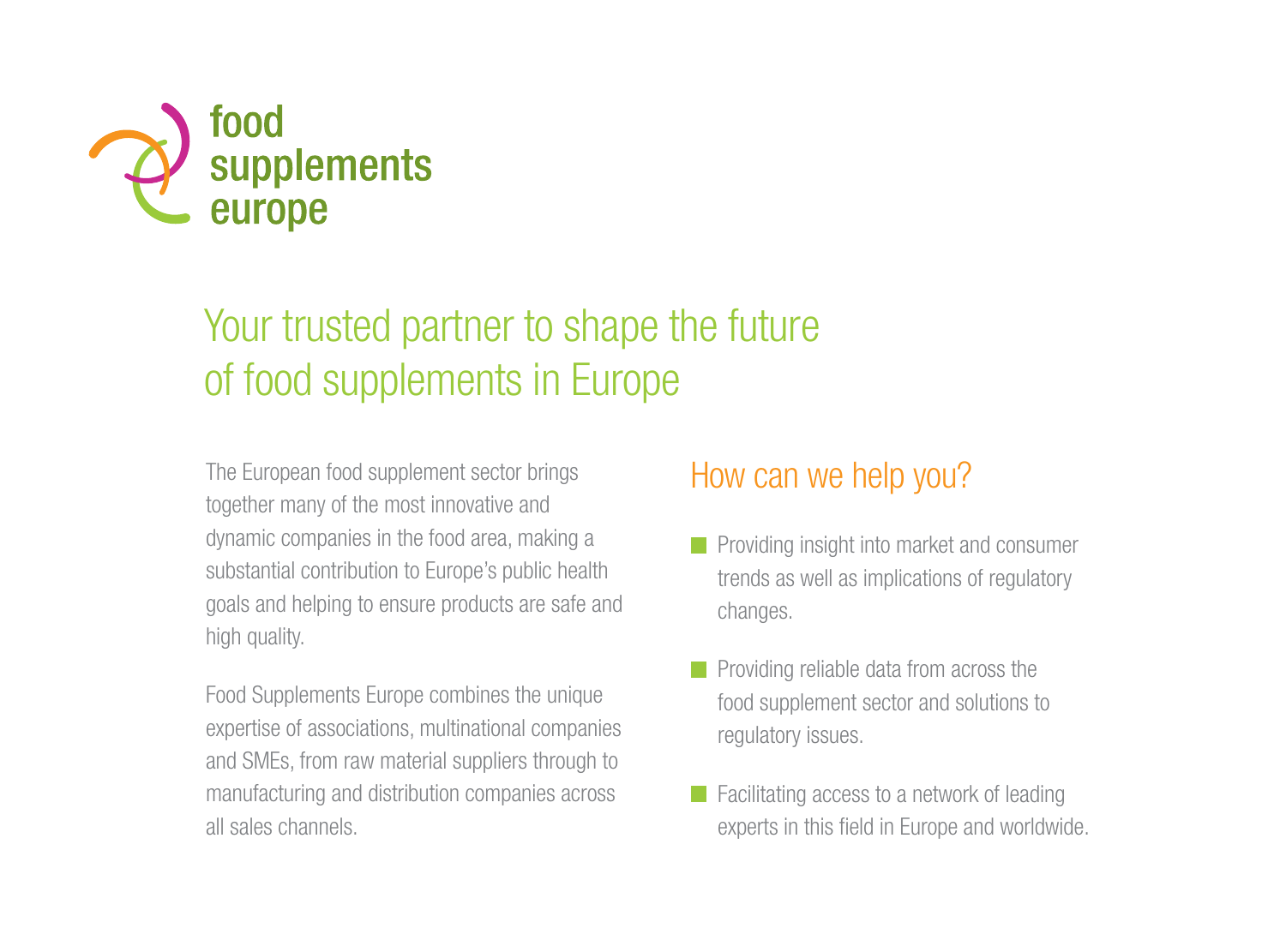food supplements europe

# Your trusted partner to shape the future of food supplements in Europe

The European food supplement sector brings together many of the most innovative and dynamic companies in the food area, making a substantial contribution to Europe's public health goals and helping to ensure products are safe and high quality.

Food Supplements Europe combines the unique expertise of associations, multinational companies and SMEs, from raw material suppliers through to manufacturing and distribution companies across all sales channels.

## How can we help you?

- Providing insight into market and consumer trends as well as implications of regulatory changes.
- Providing reliable data from across the food supplement sector and solutions to regulatory issues.
- Facilitating access to a network of leading experts in this field in Europe and worldwide.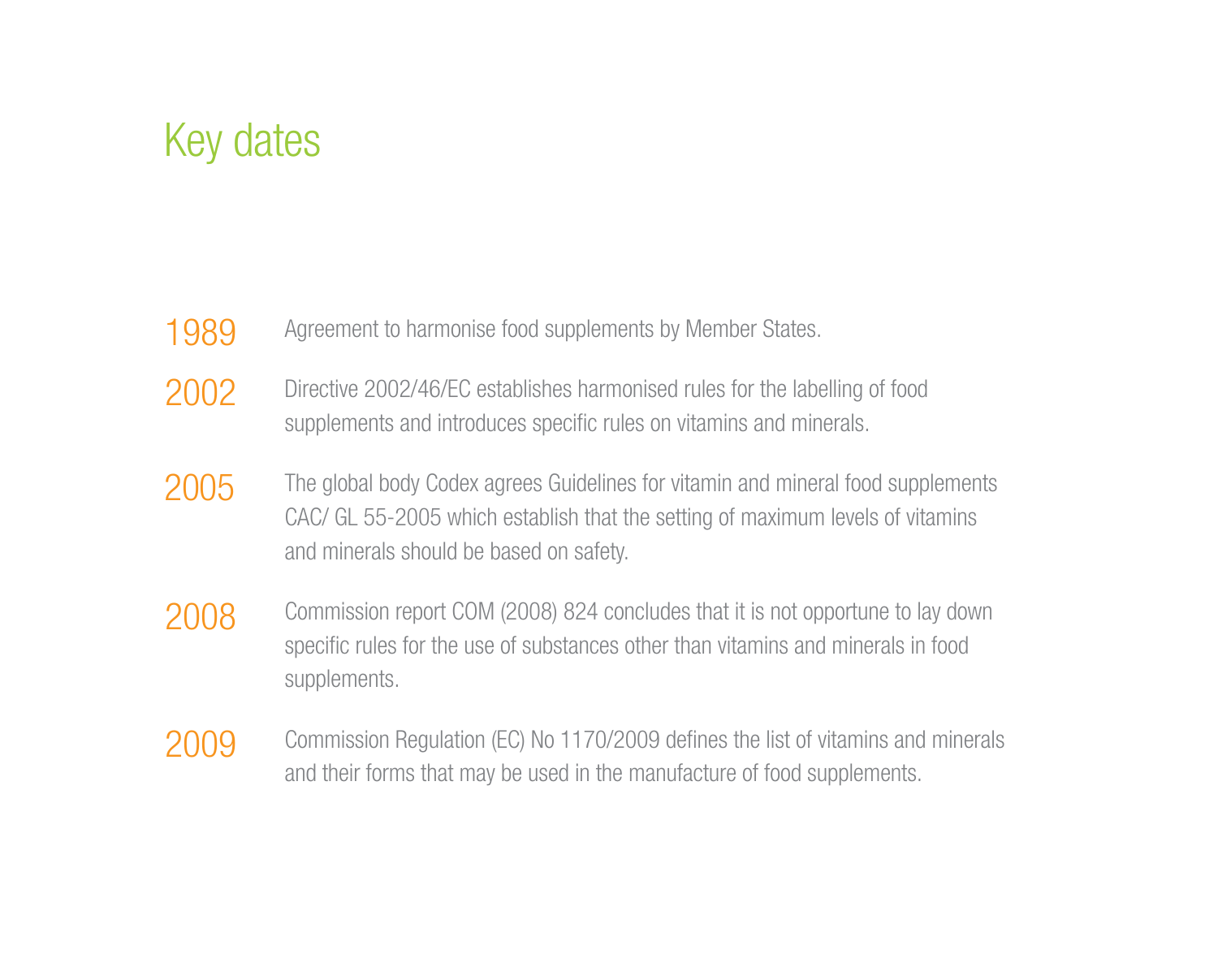# Key dates

**1989** Agreement to harmonise food supplements by Member States.

**2002** Directive 2002/46/EC establishes harmonised rules for the labelling of food supplements and introduces specific rules on vitamins and minerals.

**2005** The global body Codex agrees Guidelines for vitamin and mineral food supplements CAC/ GL 55-2005 which establish that the setting of maximum levels of vitamins and minerals should be based on safety.

**2008** Commission report COM (2008) 824 concludes that it is not opportune to lay down specific rules for the use of substances other than vitamins and minerals in food supplements.

**2009** Commission Regulation (EC) No 1170/2009 defines the list of vitamins and minerals and their forms that may be used in the manufacture of food supplements.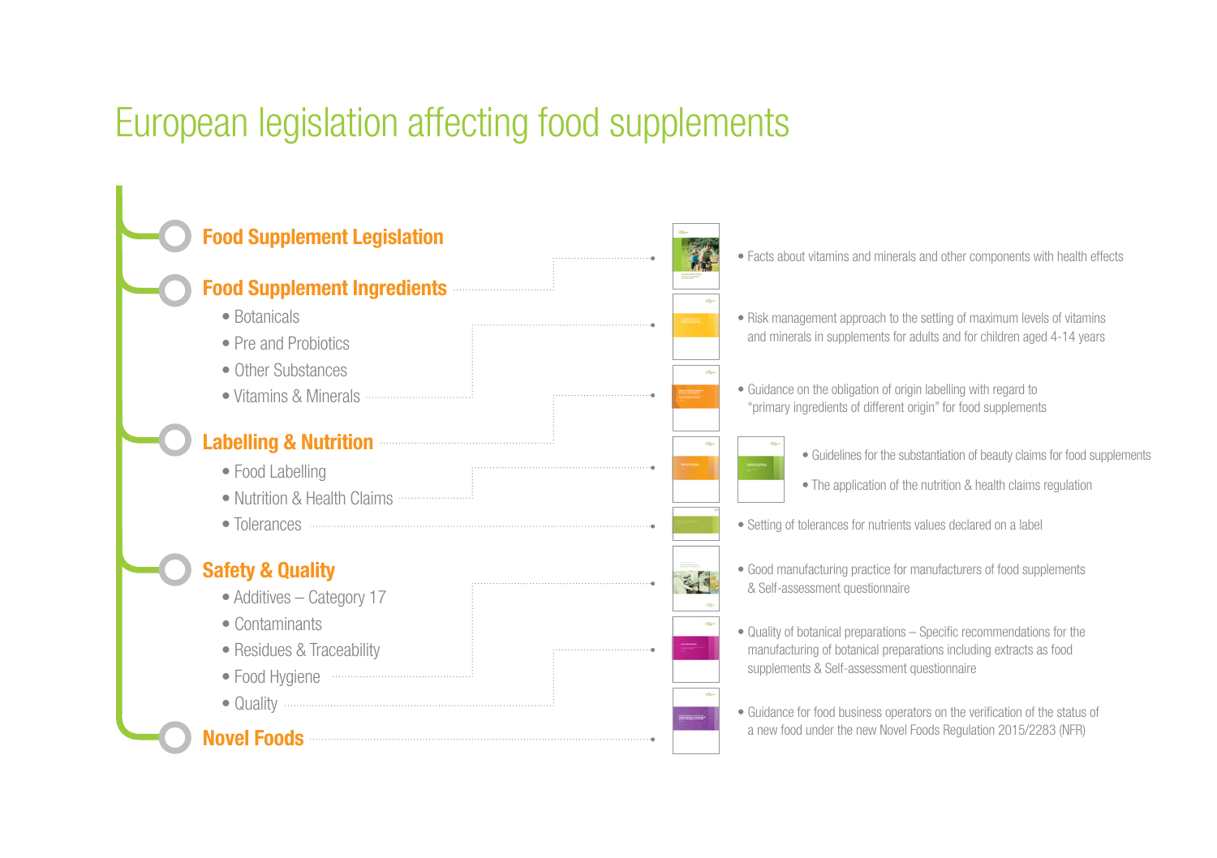# European legislation affecting food supplements

## Food Supplement Legislation

## Food Supplement Ingredients

- Botanicals
- Pre and Probiotics
- Other Substances
- Vitamins & Minerals

## Labelling & Nutrition

- Food Labelling
- Nutrition & Health Claims
- Tolerances

## Safety & Quality

- Additives – Category 17
- Contaminants
- Residues & Traceability
- Food Hygiene
- Quality

## Novel Foods

---

- Facts about vitamins and minerals and other components with health effects
- Risk management approach to the setting of maximum levels of vitamins and minerals in supplements for adults and for children aged 4-14 years
- Guidance on the obligation of origin labelling with regard to "primary ingredients of different origin" for food supplements
- Guidelines for the substantiation of beauty claims for food supplements
- The application of the nutrition & health claims regulation
- Setting of tolerances for nutrients values declared on a label
- Good manufacturing practice for manufacturers of food supplements & Self-assessment questionnaire
- Quality of botanical preparations – Specific recommendations for the manufacturing of botanical preparations including extracts as food supplements & Self-assessment questionnaire
- Guidance for food business operators on the verification of the status of a new food under the new Novel Foods Regulation 2015/2283 (NFR)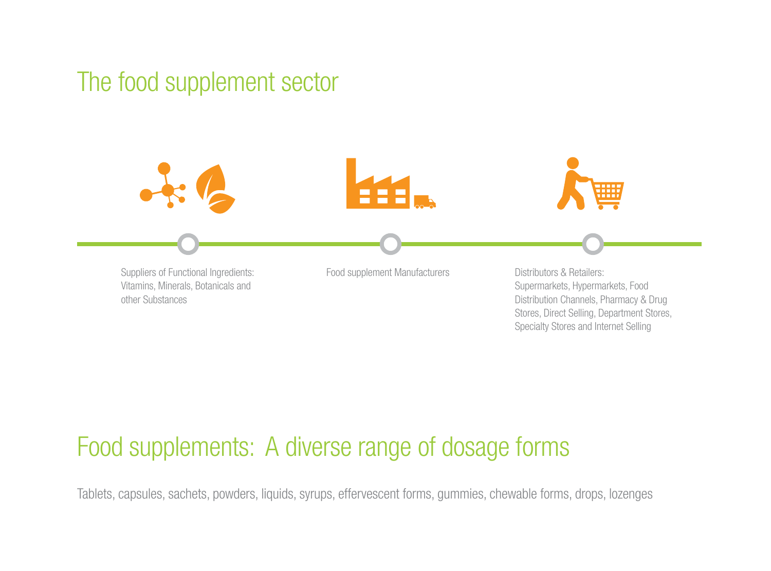## The food supplement sector

Suppliers of Functional Ingredients: Vitamins, Minerals, Botanicals and other Substances

Food supplement Manufacturers

Distributors & Retailers: Supermarkets, Hypermarkets, Food Distribution Channels, Pharmacy & Drug Stores, Direct Selling, Department Stores, Specialty Stores and Internet Selling

## Food supplements:  A diverse range of dosage forms

Tablets, capsules, sachets, powders, liquids, syrups, effervescent forms, gummies, chewable forms, drops, lozenges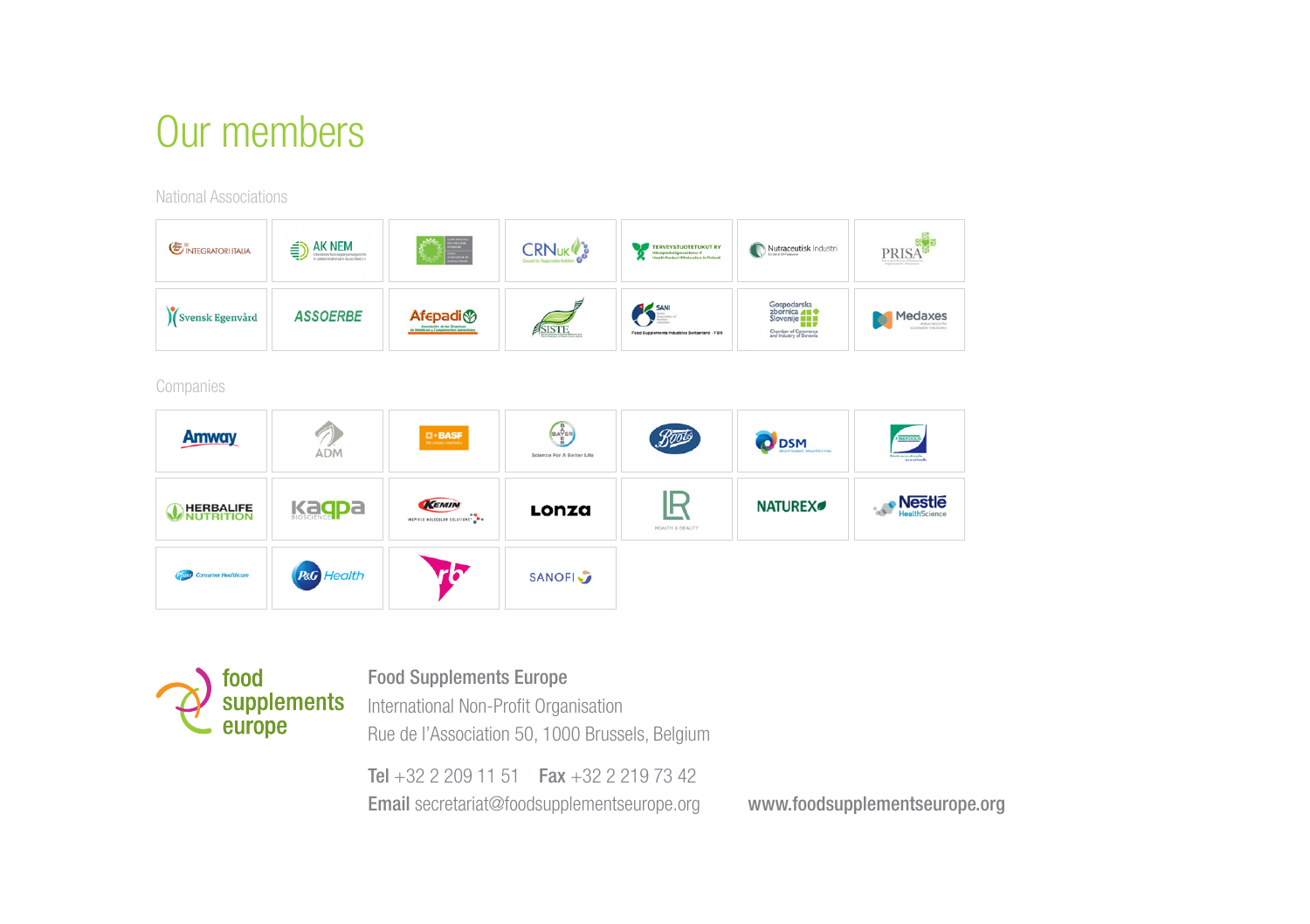# Our members

National Associations

Companies

food supplements europe

**Food Supplements Europe**
International Non-Profit Organisation
Rue de l'Association 50, 1000 Brussels, Belgium

**Tel** +32 2 209 11 51 **Fax** +32 2 219 73 42
**Email** secretariat@foodsupplementseurope.org

www.foodsupplementseurope.org